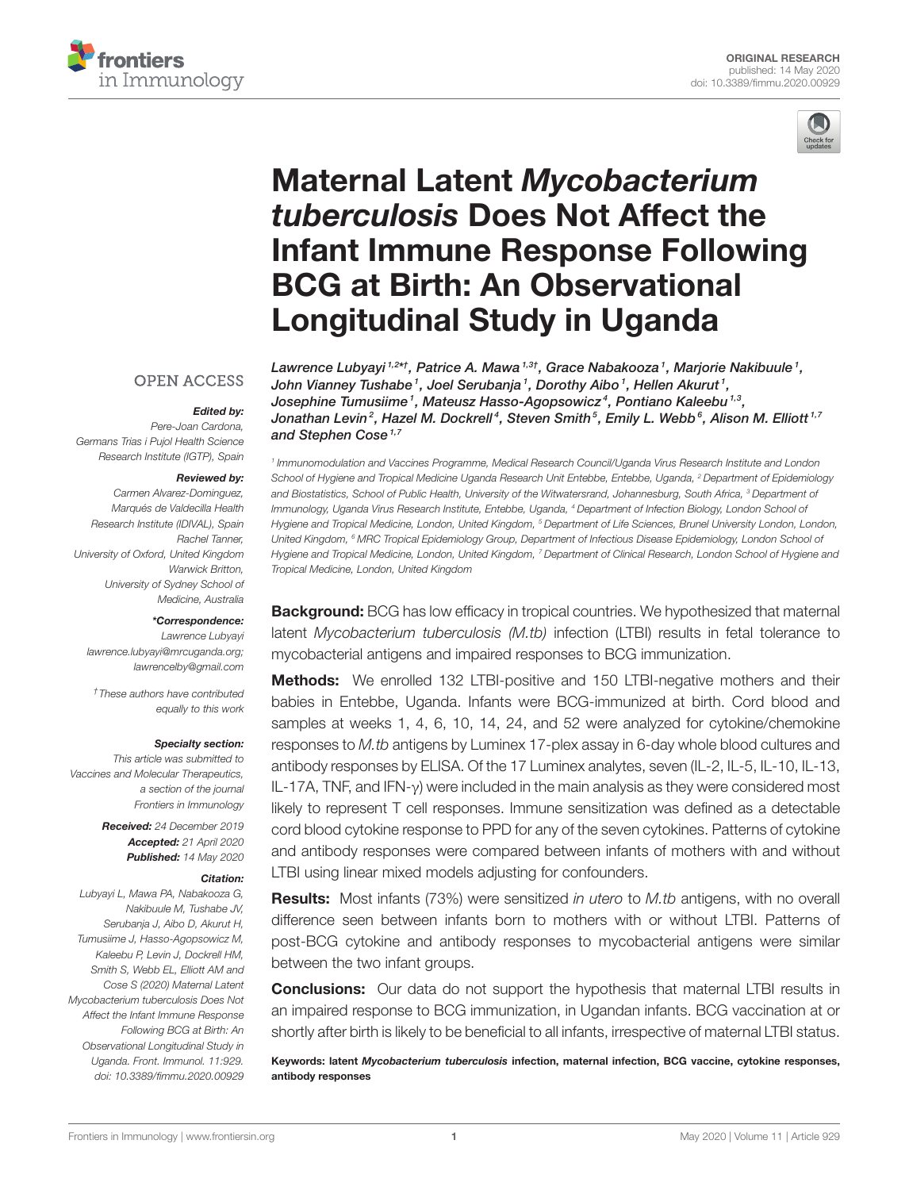ORIGINAL RESEARCH
published: 14 May 2020
doi: 10.3389/fimmu.2020.00929

# Maternal Latent *Mycobacterium tuberculosis* Does Not Affect the Infant Immune Response Following BCG at Birth: An Observational Longitudinal Study in Uganda

*Lawrence Lubyayi[1,2*†], Patrice A. Mawa[1,3†], Grace Nabakooza[1], Marjorie Nakibuule[1], John Vianney Tushabe[1], Joel Serubanja[1], Dorothy Aibo[1], Hellen Akurut[1], Josephine Tumusiime[1], Mateusz Hasso-Agopsowicz[4], Pontiano Kaleebu[1,3], Jonathan Levin[2], Hazel M. Dockrell[4], Steven Smith[5], Emily L. Webb[6], Alison M. Elliott[1,7] and Stephen Cose[1,7]*

[1] Immunomodulation and Vaccines Programme, Medical Research Council/Uganda Virus Research Institute and London School of Hygiene and Tropical Medicine Uganda Research Unit Entebbe, Entebbe, Uganda, [2] Department of Epidemiology and Biostatistics, School of Public Health, University of the Witwatersrand, Johannesburg, South Africa, [3] Department of Immunology, Uganda Virus Research Institute, Entebbe, Uganda, [4] Department of Infection Biology, London School of Hygiene and Tropical Medicine, London, United Kingdom, [5] Department of Life Sciences, Brunel University London, London, United Kingdom, [6] MRC Tropical Epidemiology Group, Department of Infectious Disease Epidemiology, London School of Hygiene and Tropical Medicine, London, United Kingdom, [7] Department of Clinical Research, London School of Hygiene and Tropical Medicine, London, United Kingdom

OPEN ACCESS

***Edited by:***
*Pere-Joan Cardona, Germans Trias i Pujol Health Science Research Institute (IGTP), Spain*

***Reviewed by:***
*Carmen Alvarez-Dominguez, Marqués de Valdecilla Health Research Institute (IDIVAL), Spain*
*Rachel Tanner, University of Oxford, United Kingdom*
*Warwick Britton, University of Sydney School of Medicine, Australia*

***\*Correspondence:***
*Lawrence Lubyayi*
*lawrence.lubyayi@mrcuganda.org; lawrencelby@gmail.com*

*† These authors have contributed equally to this work*

***Specialty section:***
*This article was submitted to Vaccines and Molecular Therapeutics, a section of the journal Frontiers in Immunology*

***Received:*** *24 December 2019*
***Accepted:*** *21 April 2020*
***Published:*** *14 May 2020*

***Citation:***
*Lubyayi L, Mawa PA, Nabakooza G, Nakibuule M, Tushabe JV, Serubanja J, Aibo D, Akurut H, Tumusiime J, Hasso-Agopsowicz M, Kaleebu P, Levin J, Dockrell HM, Smith S, Webb EL, Elliott AM and Cose S (2020) Maternal Latent Mycobacterium tuberculosis Does Not Affect the Infant Immune Response Following BCG at Birth: An Observational Longitudinal Study in Uganda. Front. Immunol. 11:929. doi: 10.3389/fimmu.2020.00929*

**Background:** BCG has low efficacy in tropical countries. We hypothesized that maternal latent *Mycobacterium tuberculosis (M.tb)* infection (LTBI) results in fetal tolerance to mycobacterial antigens and impaired responses to BCG immunization.

**Methods:** We enrolled 132 LTBI-positive and 150 LTBI-negative mothers and their babies in Entebbe, Uganda. Infants were BCG-immunized at birth. Cord blood and samples at weeks 1, 4, 6, 10, 14, 24, and 52 were analyzed for cytokine/chemokine responses to *M.tb* antigens by Luminex 17-plex assay in 6-day whole blood cultures and antibody responses by ELISA. Of the 17 Luminex analytes, seven (IL-2, IL-5, IL-10, IL-13, IL-17A, TNF, and IFN-γ) were included in the main analysis as they were considered most likely to represent T cell responses. Immune sensitization was defined as a detectable cord blood cytokine response to PPD for any of the seven cytokines. Patterns of cytokine and antibody responses were compared between infants of mothers with and without LTBI using linear mixed models adjusting for confounders.

**Results:** Most infants (73%) were sensitized *in utero* to *M.tb* antigens, with no overall difference seen between infants born to mothers with or without LTBI. Patterns of post-BCG cytokine and antibody responses to mycobacterial antigens were similar between the two infant groups.

**Conclusions:** Our data do not support the hypothesis that maternal LTBI results in an impaired response to BCG immunization, in Ugandan infants. BCG vaccination at or shortly after birth is likely to be beneficial to all infants, irrespective of maternal LTBI status.

**Keywords: latent *Mycobacterium tuberculosis* infection, maternal infection, BCG vaccine, cytokine responses, antibody responses**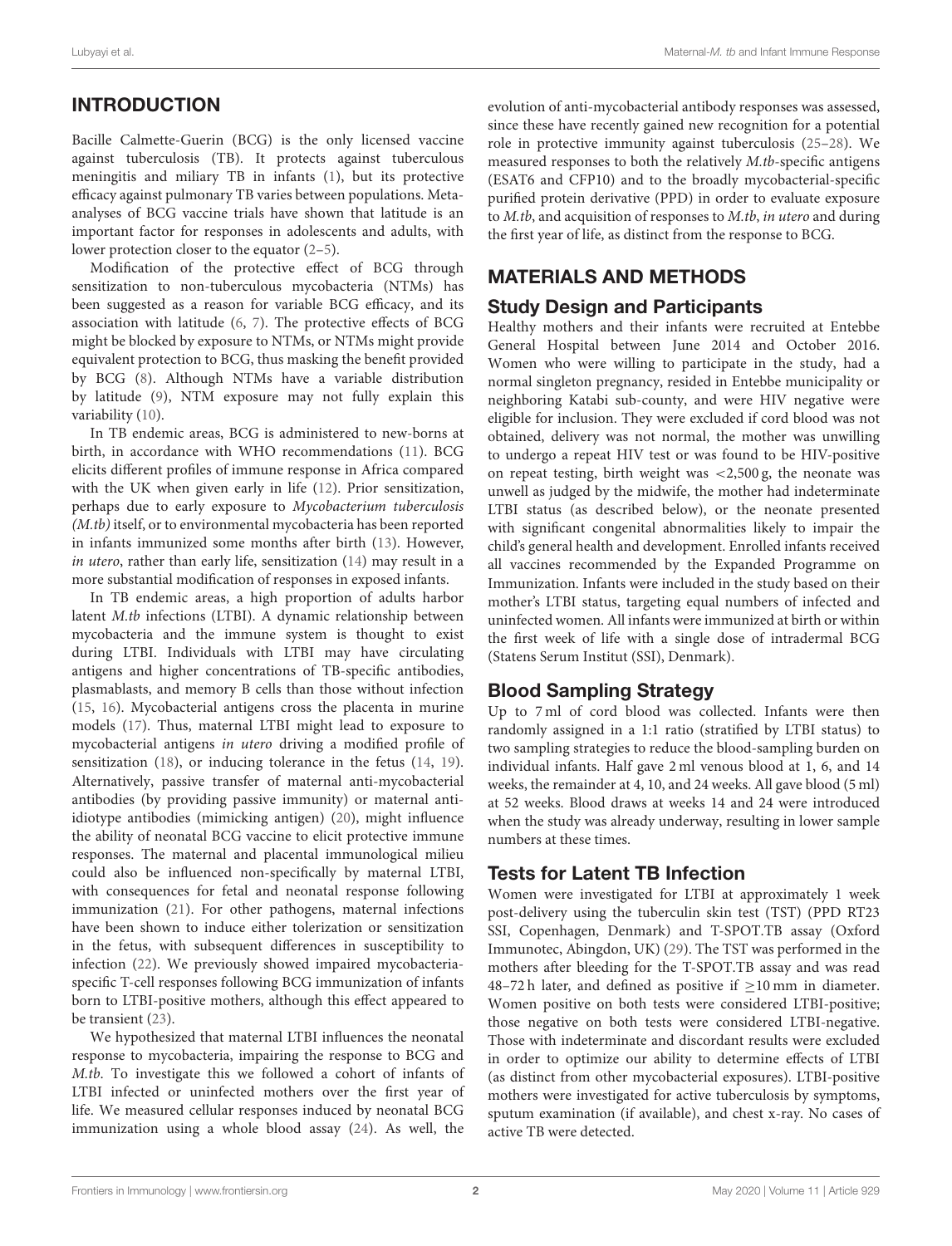## INTRODUCTION

Bacille Calmette-Guerin (BCG) is the only licensed vaccine against tuberculosis (TB). It protects against tuberculous meningitis and miliary TB in infants (1), but its protective efficacy against pulmonary TB varies between populations. Meta-analyses of BCG vaccine trials have shown that latitude is an important factor for responses in adolescents and adults, with lower protection closer to the equator (2–5).

Modification of the protective effect of BCG through sensitization to non-tuberculous mycobacteria (NTMs) has been suggested as a reason for variable BCG efficacy, and its association with latitude (6, 7). The protective effects of BCG might be blocked by exposure to NTMs, or NTMs might provide equivalent protection to BCG, thus masking the benefit provided by BCG (8). Although NTMs have a variable distribution by latitude (9), NTM exposure may not fully explain this variability (10).

In TB endemic areas, BCG is administered to new-borns at birth, in accordance with WHO recommendations (11). BCG elicits different profiles of immune response in Africa compared with the UK when given early in life (12). Prior sensitization, perhaps due to early exposure to *Mycobacterium tuberculosis (M.tb)* itself, or to environmental mycobacteria has been reported in infants immunized some months after birth (13). However, *in utero*, rather than early life, sensitization (14) may result in a more substantial modification of responses in exposed infants.

In TB endemic areas, a high proportion of adults harbor latent *M.tb* infections (LTBI). A dynamic relationship between mycobacteria and the immune system is thought to exist during LTBI. Individuals with LTBI may have circulating antigens and higher concentrations of TB-specific antibodies, plasmablasts, and memory B cells than those without infection (15, 16). Mycobacterial antigens cross the placenta in murine models (17). Thus, maternal LTBI might lead to exposure to mycobacterial antigens *in utero* driving a modified profile of sensitization (18), or inducing tolerance in the fetus (14, 19). Alternatively, passive transfer of maternal anti-mycobacterial antibodies (by providing passive immunity) or maternal anti-idiotype antibodies (mimicking antigen) (20), might influence the ability of neonatal BCG vaccine to elicit protective immune responses. The maternal and placental immunological milieu could also be influenced non-specifically by maternal LTBI, with consequences for fetal and neonatal response following immunization (21). For other pathogens, maternal infections have been shown to induce either tolerization or sensitization in the fetus, with subsequent differences in susceptibility to infection (22). We previously showed impaired mycobacteria-specific T-cell responses following BCG immunization of infants born to LTBI-positive mothers, although this effect appeared to be transient (23).

We hypothesized that maternal LTBI influences the neonatal response to mycobacteria, impairing the response to BCG and *M.tb*. To investigate this we followed a cohort of infants of LTBI infected or uninfected mothers over the first year of life. We measured cellular responses induced by neonatal BCG immunization using a whole blood assay (24). As well, the evolution of anti-mycobacterial antibody responses was assessed, since these have recently gained new recognition for a potential role in protective immunity against tuberculosis (25–28). We measured responses to both the relatively *M.tb*-specific antigens (ESAT6 and CFP10) and to the broadly mycobacterial-specific purified protein derivative (PPD) in order to evaluate exposure to *M.tb*, and acquisition of responses to *M.tb*, *in utero* and during the first year of life, as distinct from the response to BCG.

## MATERIALS AND METHODS

### Study Design and Participants

Healthy mothers and their infants were recruited at Entebbe General Hospital between June 2014 and October 2016. Women who were willing to participate in the study, had a normal singleton pregnancy, resided in Entebbe municipality or neighboring Katabi sub-county, and were HIV negative were eligible for inclusion. They were excluded if cord blood was not obtained, delivery was not normal, the mother was unwilling to undergo a repeat HIV test or was found to be HIV-positive on repeat testing, birth weight was <2,500 g, the neonate was unwell as judged by the midwife, the mother had indeterminate LTBI status (as described below), or the neonate presented with significant congenital abnormalities likely to impair the child's general health and development. Enrolled infants received all vaccines recommended by the Expanded Programme on Immunization. Infants were included in the study based on their mother's LTBI status, targeting equal numbers of infected and uninfected women. All infants were immunized at birth or within the first week of life with a single dose of intradermal BCG (Statens Serum Institut (SSI), Denmark).

### Blood Sampling Strategy

Up to 7 ml of cord blood was collected. Infants were then randomly assigned in a 1:1 ratio (stratified by LTBI status) to two sampling strategies to reduce the blood-sampling burden on individual infants. Half gave 2 ml venous blood at 1, 6, and 14 weeks, the remainder at 4, 10, and 24 weeks. All gave blood (5 ml) at 52 weeks. Blood draws at weeks 14 and 24 were introduced when the study was already underway, resulting in lower sample numbers at these times.

### Tests for Latent TB Infection

Women were investigated for LTBI at approximately 1 week post-delivery using the tuberculin skin test (TST) (PPD RT23 SSI, Copenhagen, Denmark) and T-SPOT.TB assay (Oxford Immunotec, Abingdon, UK) (29). The TST was performed in the mothers after bleeding for the T-SPOT.TB assay and was read 48–72 h later, and defined as positive if ≥10 mm in diameter. Women positive on both tests were considered LTBI-positive; those negative on both tests were considered LTBI-negative. Those with indeterminate and discordant results were excluded in order to optimize our ability to determine effects of LTBI (as distinct from other mycobacterial exposures). LTBI-positive mothers were investigated for active tuberculosis by symptoms, sputum examination (if available), and chest x-ray. No cases of active TB were detected.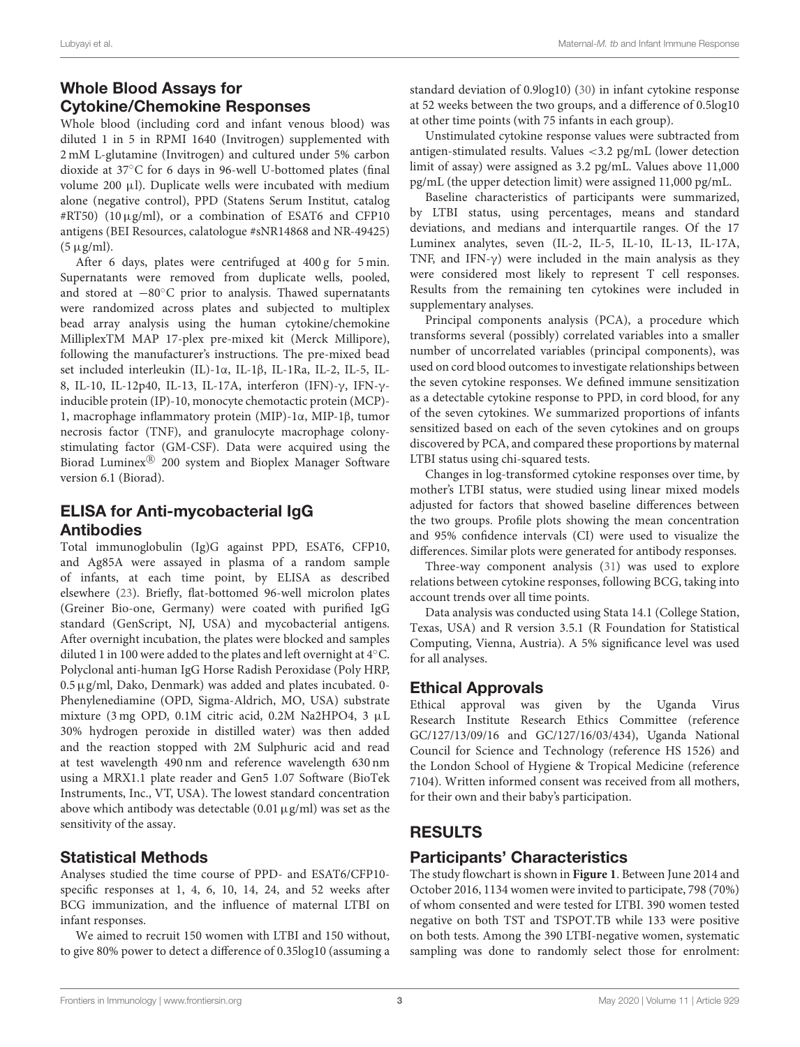## Whole Blood Assays for Cytokine/Chemokine Responses

Whole blood (including cord and infant venous blood) was diluted 1 in 5 in RPMI 1640 (Invitrogen) supplemented with 2 mM L-glutamine (Invitrogen) and cultured under 5% carbon dioxide at 37°C for 6 days in 96-well U-bottomed plates (final volume 200 µl). Duplicate wells were incubated with medium alone (negative control), PPD (Statens Serum Institut, catalog #RT50) (10 µg/ml), or a combination of ESAT6 and CFP10 antigens (BEI Resources, calatologue #sNR14868 and NR-49425) (5 µg/ml).

After 6 days, plates were centrifuged at 400 g for 5 min. Supernatants were removed from duplicate wells, pooled, and stored at −80°C prior to analysis. Thawed supernatants were randomized across plates and subjected to multiplex bead array analysis using the human cytokine/chemokine MilliplexTM MAP 17-plex pre-mixed kit (Merck Millipore), following the manufacturer's instructions. The pre-mixed bead set included interleukin (IL)-1α, IL-1β, IL-1Ra, IL-2, IL-5, IL-8, IL-10, IL-12p40, IL-13, IL-17A, interferon (IFN)-γ, IFN-γ-inducible protein (IP)-10, monocyte chemotactic protein (MCP)-1, macrophage inflammatory protein (MIP)-1α, MIP-1β, tumor necrosis factor (TNF), and granulocyte macrophage colony-stimulating factor (GM-CSF). Data were acquired using the Biorad Luminex® 200 system and Bioplex Manager Software version 6.1 (Biorad).

## ELISA for Anti-mycobacterial IgG Antibodies

Total immunoglobulin (Ig)G against PPD, ESAT6, CFP10, and Ag85A were assayed in plasma of a random sample of infants, at each time point, by ELISA as described elsewhere (23). Briefly, flat-bottomed 96-well microlon plates (Greiner Bio-one, Germany) were coated with purified IgG standard (GenScript, NJ, USA) and mycobacterial antigens. After overnight incubation, the plates were blocked and samples diluted 1 in 100 were added to the plates and left overnight at 4°C. Polyclonal anti-human IgG Horse Radish Peroxidase (Poly HRP, 0.5 µg/ml, Dako, Denmark) was added and plates incubated. 0-Phenylenediamine (OPD, Sigma-Aldrich, MO, USA) substrate mixture (3 mg OPD, 0.1M citric acid, 0.2M $Na2HPO_4$, 3 µL 30% hydrogen peroxide in distilled water) was then added and the reaction stopped with 2M Sulphuric acid and read at test wavelength 490 nm and reference wavelength 630 nm using a MRX1.1 plate reader and Gen5 1.07 Software (BioTek Instruments, Inc., VT, USA). The lowest standard concentration above which antibody was detectable (0.01 µg/ml) was set as the sensitivity of the assay.

## Statistical Methods

Analyses studied the time course of PPD- and ESAT6/CFP10-specific responses at 1, 4, 6, 10, 14, 24, and 52 weeks after BCG immunization, and the influence of maternal LTBI on infant responses.

We aimed to recruit 150 women with LTBI and 150 without, to give 80% power to detect a difference of 0.35log10 (assuming a standard deviation of 0.9log10) (30) in infant cytokine response at 52 weeks between the two groups, and a difference of 0.5log10 at other time points (with 75 infants in each group).

Unstimulated cytokine response values were subtracted from antigen-stimulated results. Values <3.2 pg/mL (lower detection limit of assay) were assigned as 3.2 pg/mL. Values above 11,000 pg/mL (the upper detection limit) were assigned 11,000 pg/mL.

Baseline characteristics of participants were summarized, by LTBI status, using percentages, means and standard deviations, and medians and interquartile ranges. Of the 17 Luminex analytes, seven (IL-2, IL-5, IL-10, IL-13, IL-17A, TNF, and IFN-γ) were included in the main analysis as they were considered most likely to represent T cell responses. Results from the remaining ten cytokines were included in supplementary analyses.

Principal components analysis (PCA), a procedure which transforms several (possibly) correlated variables into a smaller number of uncorrelated variables (principal components), was used on cord blood outcomes to investigate relationships between the seven cytokine responses. We defined immune sensitization as a detectable cytokine response to PPD, in cord blood, for any of the seven cytokines. We summarized proportions of infants sensitized based on each of the seven cytokines and on groups discovered by PCA, and compared these proportions by maternal LTBI status using chi-squared tests.

Changes in log-transformed cytokine responses over time, by mother's LTBI status, were studied using linear mixed models adjusted for factors that showed baseline differences between the two groups. Profile plots showing the mean concentration and 95% confidence intervals (CI) were used to visualize the differences. Similar plots were generated for antibody responses.

Three-way component analysis (31) was used to explore relations between cytokine responses, following BCG, taking into account trends over all time points.

Data analysis was conducted using Stata 14.1 (College Station, Texas, USA) and R version 3.5.1 (R Foundation for Statistical Computing, Vienna, Austria). A 5% significance level was used for all analyses.

## Ethical Approvals

Ethical approval was given by the Uganda Virus Research Institute Research Ethics Committee (reference GC/127/13/09/16 and GC/127/16/03/434), Uganda National Council for Science and Technology (reference HS 1526) and the London School of Hygiene & Tropical Medicine (reference 7104). Written informed consent was received from all mothers, for their own and their baby's participation.

# RESULTS

## Participants' Characteristics

The study flowchart is shown in **Figure 1**. Between June 2014 and October 2016, 1134 women were invited to participate, 798 (70%) of whom consented and were tested for LTBI. 390 women tested negative on both TST and TSPOT.TB while 133 were positive on both tests. Among the 390 LTBI-negative women, systematic sampling was done to randomly select those for enrolment: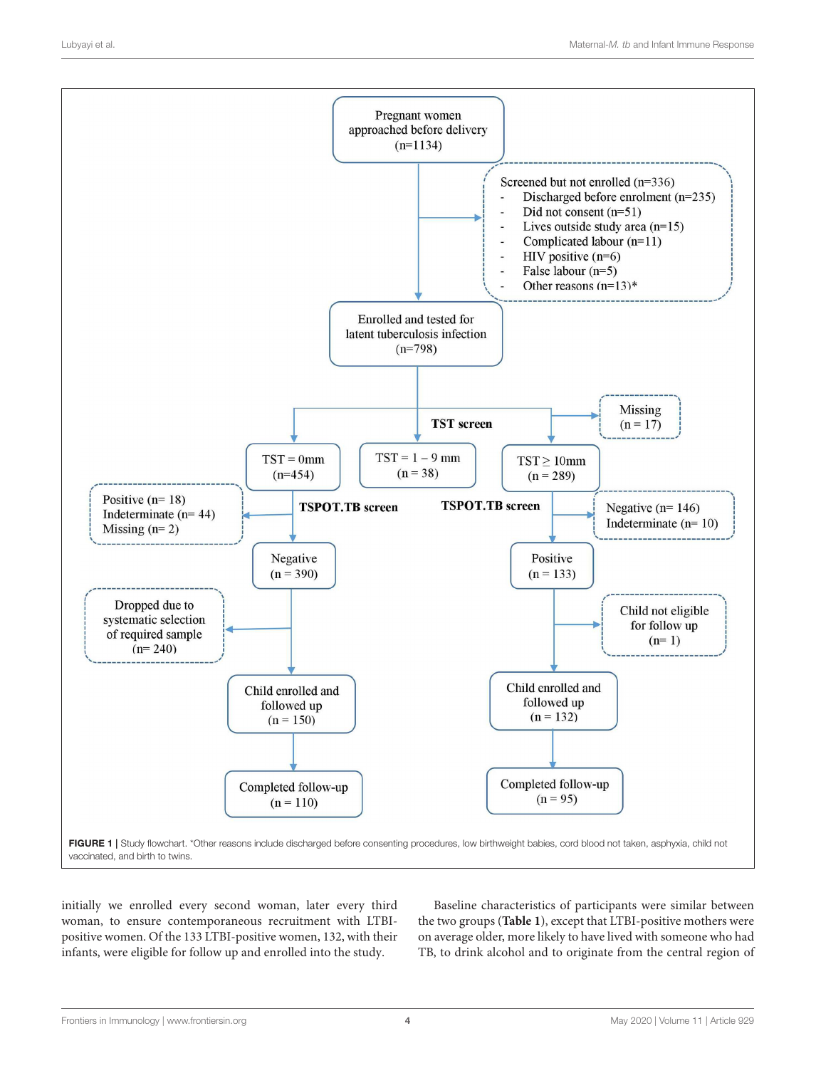Pregnant women approached before delivery (n=1134)

Screened but not enrolled (n=336)
- Discharged before enrolment (n=235)
- Did not consent (n=51)
- Lives outside study area (n=15)
- Complicated labour (n=11)
- HIV positive (n=6)
- False labour (n=5)
- Other reasons (n=13)*

Enrolled and tested for latent tuberculosis infection (n=798)

**TST screen**

Missing (n = 17)

TST = 0mm (n=454)

TST = 1 – 9 mm (n = 38)

TST ≥ 10mm (n = 289)

**TSPOT.TB screen**

Positive (n= 18)
Indeterminate (n= 44)
Missing (n= 2)

Negative (n = 390)

Dropped due to systematic selection of required sample (n= 240)

Child enrolled and followed up (n = 150)

Completed follow-up (n = 110)

**TSPOT.TB screen**

Negative (n= 146)
Indeterminate (n= 10)

Positive (n = 133)

Child not eligible for follow up (n= 1)

Child enrolled and followed up (n = 132)

Completed follow-up (n = 95)

**FIGURE 1** | Study flowchart. *Other reasons include discharged before consenting procedures, low birthweight babies, cord blood not taken, asphyxia, child not vaccinated, and birth to twins.

initially we enrolled every second woman, later every third woman, to ensure contemporaneous recruitment with LTBI-positive women. Of the 133 LTBI-positive women, 132, with their infants, were eligible for follow up and enrolled into the study.

Baseline characteristics of participants were similar between the two groups (**Table 1**), except that LTBI-positive mothers were on average older, more likely to have lived with someone who had TB, to drink alcohol and to originate from the central region of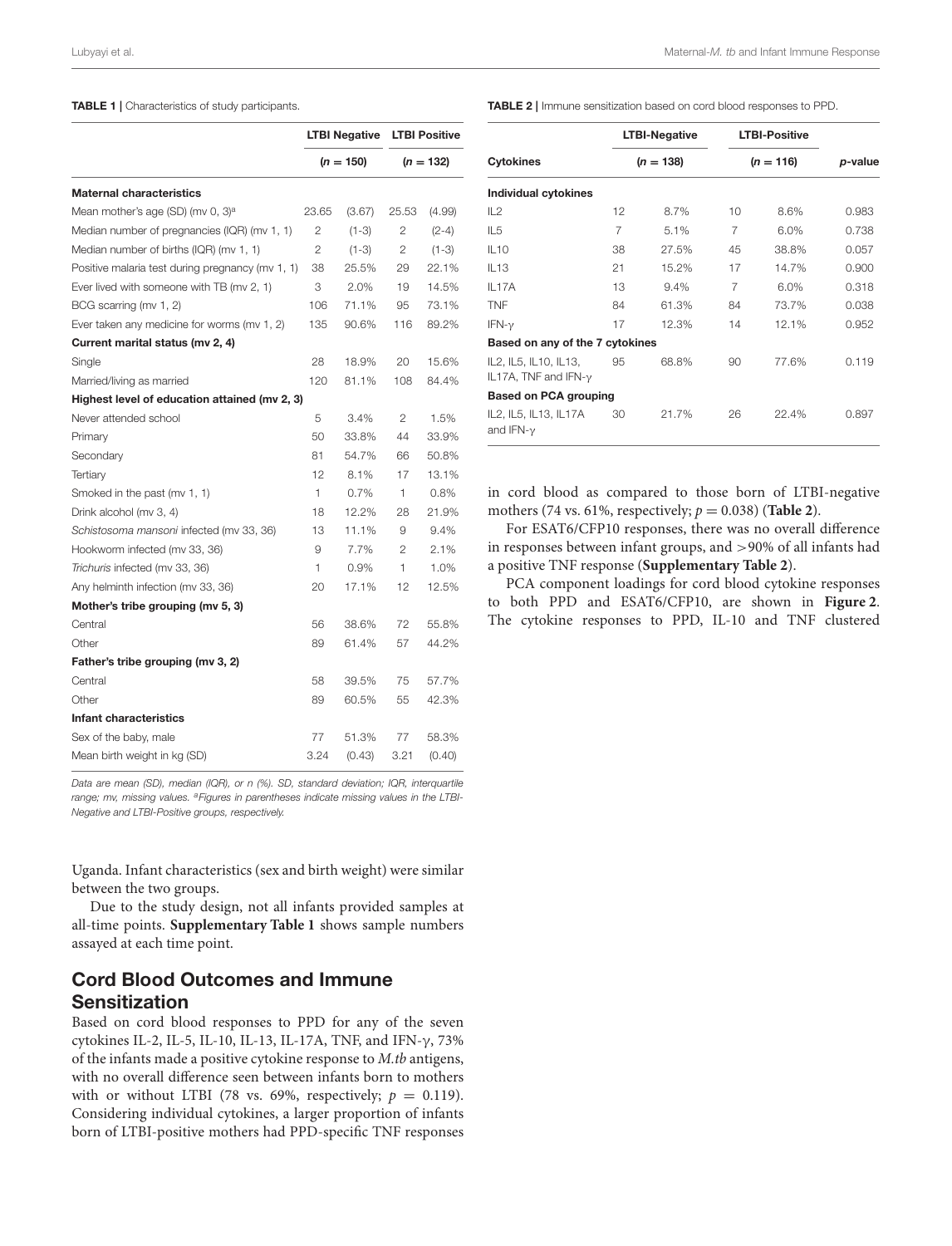**TABLE 1 |** Characteristics of study participants.

| | LTBI Negative | | LTBI Positive | |
|---|---|---|---|---|
| | (n = 150) | | (n = 132) | |
| **Maternal characteristics** | | | | |
| Mean mother's age (SD) (mv 0, 3)[a] | 23.65 | (3.67) | 25.53 | (4.99) |
| Median number of pregnancies (IQR) (mv 1, 1) | 2 | (1-3) | 2 | (2-4) |
| Median number of births (IQR) (mv 1, 1) | 2 | (1-3) | 2 | (1-3) |
| Positive malaria test during pregnancy (mv 1, 1) | 38 | 25.5% | 29 | 22.1% |
| Ever lived with someone with TB (mv 2, 1) | 3 | 2.0% | 19 | 14.5% |
| BCG scarring (mv 1, 2) | 106 | 71.1% | 95 | 73.1% |
| Ever taken any medicine for worms (mv 1, 2) | 135 | 90.6% | 116 | 89.2% |
| **Current marital status (mv 2, 4)** | | | | |
| Single | 28 | 18.9% | 20 | 15.6% |
| Married/living as married | 120 | 81.1% | 108 | 84.4% |
| **Highest level of education attained (mv 2, 3)** | | | | |
| Never attended school | 5 | 3.4% | 2 | 1.5% |
| Primary | 50 | 33.8% | 44 | 33.9% |
| Secondary | 81 | 54.7% | 66 | 50.8% |
| Tertiary | 12 | 8.1% | 17 | 13.1% |
| Smoked in the past (mv 1, 1) | 1 | 0.7% | 1 | 0.8% |
| Drink alcohol (mv 3, 4) | 18 | 12.2% | 28 | 21.9% |
| *Schistosoma mansoni* infected (mv 33, 36) | 13 | 11.1% | 9 | 9.4% |
| Hookworm infected (mv 33, 36) | 9 | 7.7% | 2 | 2.1% |
| *Trichuris* infected (mv 33, 36) | 1 | 0.9% | 1 | 1.0% |
| Any helminth infection (mv 33, 36) | 20 | 17.1% | 12 | 12.5% |
| **Mother's tribe grouping (mv 5, 3)** | | | | |
| Central | 56 | 38.6% | 72 | 55.8% |
| Other | 89 | 61.4% | 57 | 44.2% |
| **Father's tribe grouping (mv 3, 2)** | | | | |
| Central | 58 | 39.5% | 75 | 57.7% |
| Other | 89 | 60.5% | 55 | 42.3% |
| **Infant characteristics** | | | | |
| Sex of the baby, male | 77 | 51.3% | 77 | 58.3% |
| Mean birth weight in kg (SD) | 3.24 | (0.43) | 3.21 | (0.40) |

*Data are mean (SD), median (IQR), or n (%). SD, standard deviation; IQR, interquartile range; mv, missing values. [a]Figures in parentheses indicate missing values in the LTBI-Negative and LTBI-Positive groups, respectively.*

Uganda. Infant characteristics (sex and birth weight) were similar between the two groups.

Due to the study design, not all infants provided samples at all-time points. **Supplementary Table 1** shows sample numbers assayed at each time point.

## Cord Blood Outcomes and Immune Sensitization

Based on cord blood responses to PPD for any of the seven cytokines IL-2, IL-5, IL-10, IL-13, IL-17A, TNF, and IFN-γ, 73% of the infants made a positive cytokine response to *M.tb* antigens, with no overall difference seen between infants born to mothers with or without LTBI (78 vs. 69%, respectively; $p = 0.119$). Considering individual cytokines, a larger proportion of infants born of LTBI-positive mothers had PPD-specific TNF responses in cord blood as compared to those born of LTBI-negative mothers (74 vs. 61%, respectively; $p = 0.038$) (**Table 2**).

**TABLE 2 |** Immune sensitization based on cord blood responses to PPD.

| Cytokines | LTBI-Negative | | LTBI-Positive | | p-value |
|---|---|---|---|---|---|
| | (n = 138) | | (n = 116) | | |
| **Individual cytokines** | | | | | |
| IL2 | 12 | 8.7% | 10 | 8.6% | 0.983 |
| IL5 | 7 | 5.1% | 7 | 6.0% | 0.738 |
| IL10 | 38 | 27.5% | 45 | 38.8% | 0.057 |
| IL13 | 21 | 15.2% | 17 | 14.7% | 0.900 |
| IL17A | 13 | 9.4% | 7 | 6.0% | 0.318 |
| TNF | 84 | 61.3% | 84 | 73.7% | 0.038 |
| IFN-γ | 17 | 12.3% | 14 | 12.1% | 0.952 |
| **Based on any of the 7 cytokines** | | | | | |
| IL2, IL5, IL10, IL13, IL17A, TNF and IFN-γ | 95 | 68.8% | 90 | 77.6% | 0.119 |
| **Based on PCA grouping** | | | | | |
| IL2, IL5, IL13, IL17A and IFN-γ | 30 | 21.7% | 26 | 22.4% | 0.897 |

For ESAT6/CFP10 responses, there was no overall difference in responses between infant groups, and >90% of all infants had a positive TNF response (**Supplementary Table 2**).

PCA component loadings for cord blood cytokine responses to both PPD and ESAT6/CFP10, are shown in **Figure 2**. The cytokine responses to PPD, IL-10 and TNF clustered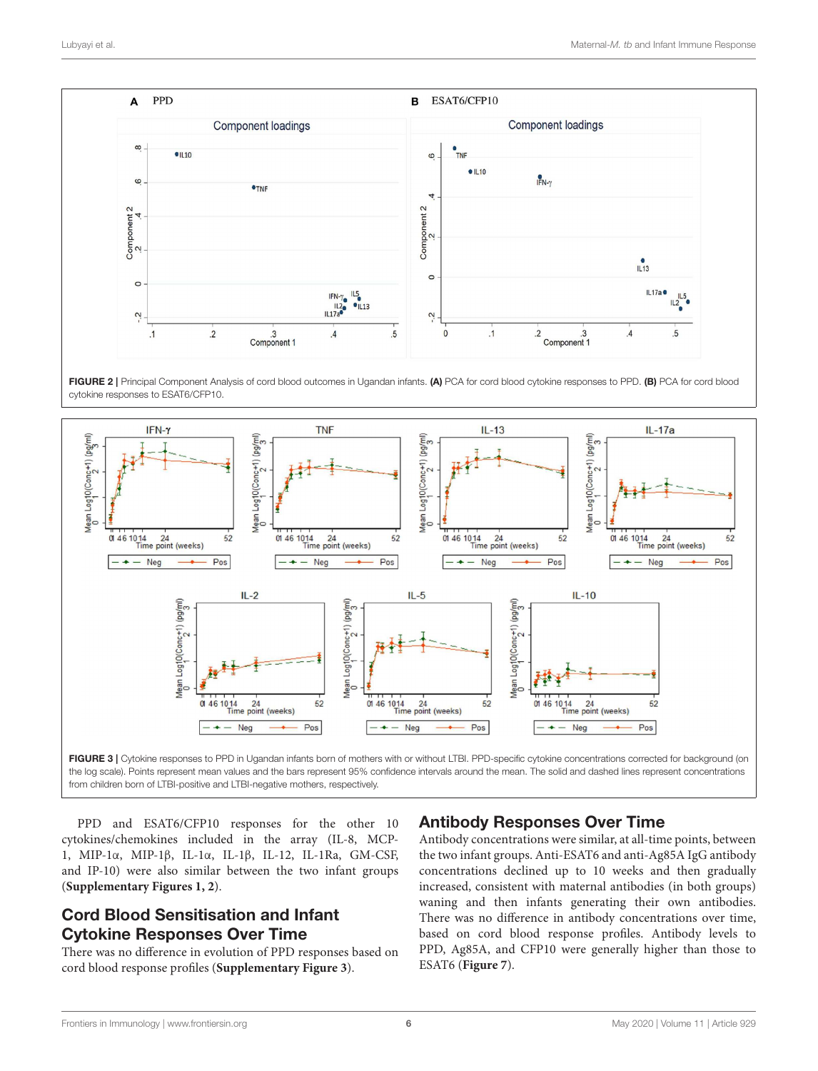FIGURE 2 | Principal Component Analysis of cord blood outcomes in Ugandan infants. **(A)** PCA for cord blood cytokine responses to PPD. **(B)** PCA for cord blood cytokine responses to ESAT6/CFP10.

FIGURE 3 | Cytokine responses to PPD in Ugandan infants born of mothers with or without LTBI. PPD-specific cytokine concentrations corrected for background (on the log scale). Points represent mean values and the bars represent 95% confidence intervals around the mean. The solid and dashed lines represent concentrations from children born of LTBI-positive and LTBI-negative mothers, respectively.

PPD and ESAT6/CFP10 responses for the other 10 cytokines/chemokines included in the array (IL-8, MCP-1, MIP-1α, MIP-1β, IL-1α, IL-1β, IL-12, IL-1Ra, GM-CSF, and IP-10) were also similar between the two infant groups (**Supplementary Figures 1, 2**).

## Cord Blood Sensitisation and Infant Cytokine Responses Over Time

There was no difference in evolution of PPD responses based on cord blood response profiles (**Supplementary Figure 3**).

## Antibody Responses Over Time

Antibody concentrations were similar, at all-time points, between the two infant groups. Anti-ESAT6 and anti-Ag85A IgG antibody concentrations declined up to 10 weeks and then gradually increased, consistent with maternal antibodies (in both groups) waning and then infants generating their own antibodies. There was no difference in antibody concentrations over time, based on cord blood response profiles. Antibody levels to PPD, Ag85A, and CFP10 were generally higher than those to ESAT6 (**Figure 7**).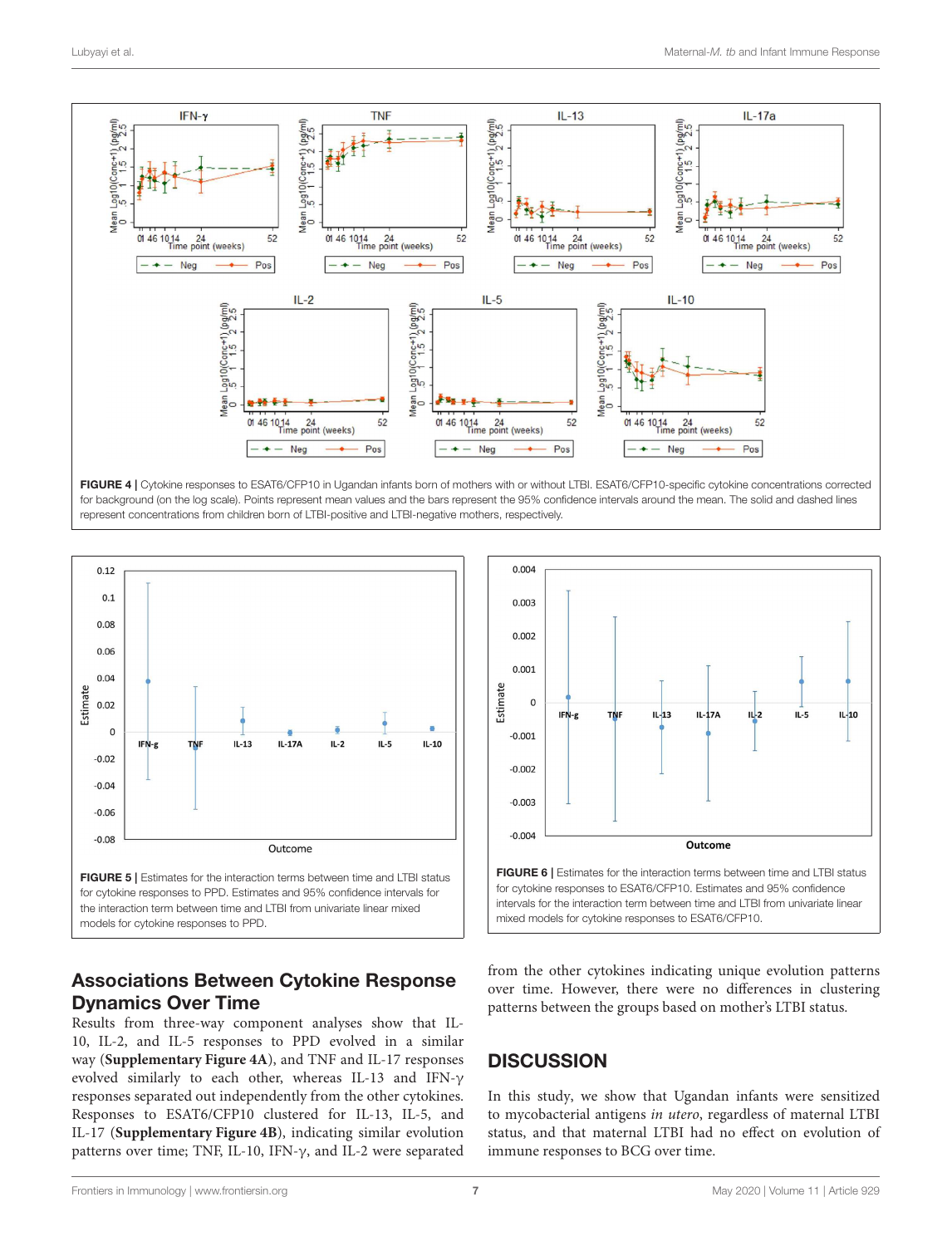**FIGURE 4 |** Cytokine responses to ESAT6/CFP10 in Ugandan infants born of mothers with or without LTBI. ESAT6/CFP10-specific cytokine concentrations corrected for background (on the log scale). Points represent mean values and the bars represent the 95% confidence intervals around the mean. The solid and dashed lines represent concentrations from children born of LTBI-positive and LTBI-negative mothers, respectively.

**FIGURE 5 |** Estimates for the interaction terms between time and LTBI status for cytokine responses to PPD. Estimates and 95% confidence intervals for the interaction term between time and LTBI from univariate linear mixed models for cytokine responses to PPD.

**FIGURE 6 |** Estimates for the interaction terms between time and LTBI status for cytokine responses to ESAT6/CFP10. Estimates and 95% confidence intervals for the interaction term between time and LTBI from univariate linear mixed models for cytokine responses to ESAT6/CFP10.

## Associations Between Cytokine Response Dynamics Over Time

Results from three-way component analyses show that IL-10, IL-2, and IL-5 responses to PPD evolved in a similar way (**Supplementary Figure 4A**), and TNF and IL-17 responses evolved similarly to each other, whereas IL-13 and IFN-γ responses separated out independently from the other cytokines. Responses to ESAT6/CFP10 clustered for IL-13, IL-5, and IL-17 (**Supplementary Figure 4B**), indicating similar evolution patterns over time; TNF, IL-10, IFN-γ, and IL-2 were separated from the other cytokines indicating unique evolution patterns over time. However, there were no differences in clustering patterns between the groups based on mother's LTBI status.

## DISCUSSION

In this study, we show that Ugandan infants were sensitized to mycobacterial antigens *in utero*, regardless of maternal LTBI status, and that maternal LTBI had no effect on evolution of immune responses to BCG over time.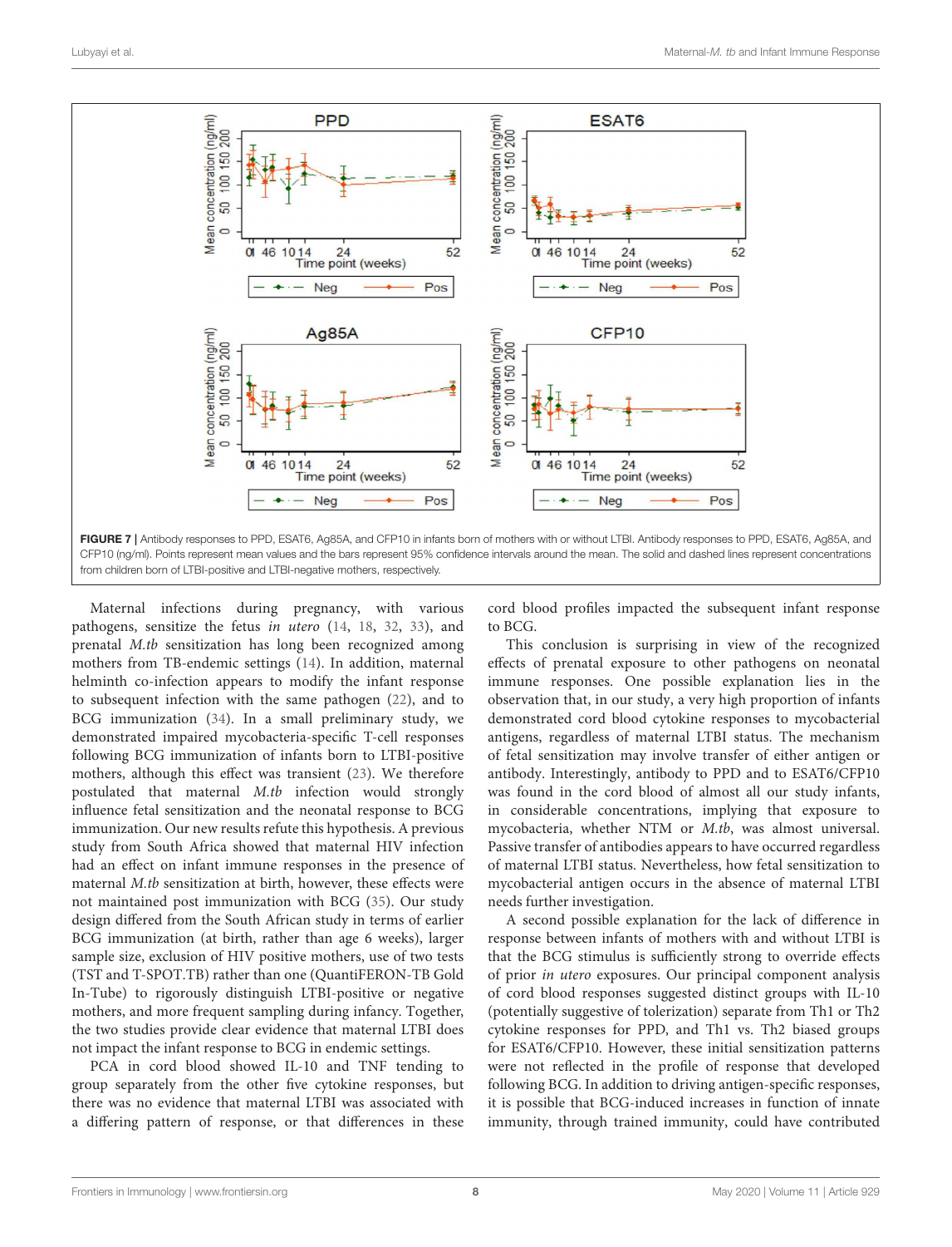FIGURE 7 | Antibody responses to PPD, ESAT6, Ag85A, and CFP10 in infants born of mothers with or without LTBI. Antibody responses to PPD, ESAT6, Ag85A, and CFP10 (ng/ml). Points represent mean values and the bars represent 95% confidence intervals around the mean. The solid and dashed lines represent concentrations from children born of LTBI-positive and LTBI-negative mothers, respectively.

Maternal infections during pregnancy, with various pathogens, sensitize the fetus *in utero* (14, 18, 32, 33), and prenatal *M.tb* sensitization has long been recognized among mothers from TB-endemic settings (14). In addition, maternal helminth co-infection appears to modify the infant response to subsequent infection with the same pathogen (22), and to BCG immunization (34). In a small preliminary study, we demonstrated impaired mycobacteria-specific T-cell responses following BCG immunization of infants born to LTBI-positive mothers, although this effect was transient (23). We therefore postulated that maternal *M.tb* infection would strongly influence fetal sensitization and the neonatal response to BCG immunization. Our new results refute this hypothesis. A previous study from South Africa showed that maternal HIV infection had an effect on infant immune responses in the presence of maternal *M.tb* sensitization at birth, however, these effects were not maintained post immunization with BCG (35). Our study design differed from the South African study in terms of earlier BCG immunization (at birth, rather than age 6 weeks), larger sample size, exclusion of HIV positive mothers, use of two tests (TST and T-SPOT.TB) rather than one (QuantiFERON-TB Gold In-Tube) to rigorously distinguish LTBI-positive or negative mothers, and more frequent sampling during infancy. Together, the two studies provide clear evidence that maternal LTBI does not impact the infant response to BCG in endemic settings.

PCA in cord blood showed IL-10 and TNF tending to group separately from the other five cytokine responses, but there was no evidence that maternal LTBI was associated with a differing pattern of response, or that differences in these cord blood profiles impacted the subsequent infant response to BCG.

This conclusion is surprising in view of the recognized effects of prenatal exposure to other pathogens on neonatal immune responses. One possible explanation lies in the observation that, in our study, a very high proportion of infants demonstrated cord blood cytokine responses to mycobacterial antigens, regardless of maternal LTBI status. The mechanism of fetal sensitization may involve transfer of either antigen or antibody. Interestingly, antibody to PPD and to ESAT6/CFP10 was found in the cord blood of almost all our study infants, in considerable concentrations, implying that exposure to mycobacteria, whether NTM or *M.tb*, was almost universal. Passive transfer of antibodies appears to have occurred regardless of maternal LTBI status. Nevertheless, how fetal sensitization to mycobacterial antigen occurs in the absence of maternal LTBI needs further investigation.

A second possible explanation for the lack of difference in response between infants of mothers with and without LTBI is that the BCG stimulus is sufficiently strong to override effects of prior *in utero* exposures. Our principal component analysis of cord blood responses suggested distinct groups with IL-10 (potentially suggestive of tolerization) separate from Th1 or Th2 cytokine responses for PPD, and Th1 vs. Th2 biased groups for ESAT6/CFP10. However, these initial sensitization patterns were not reflected in the profile of response that developed following BCG. In addition to driving antigen-specific responses, it is possible that BCG-induced increases in function of innate immunity, through trained immunity, could have contributed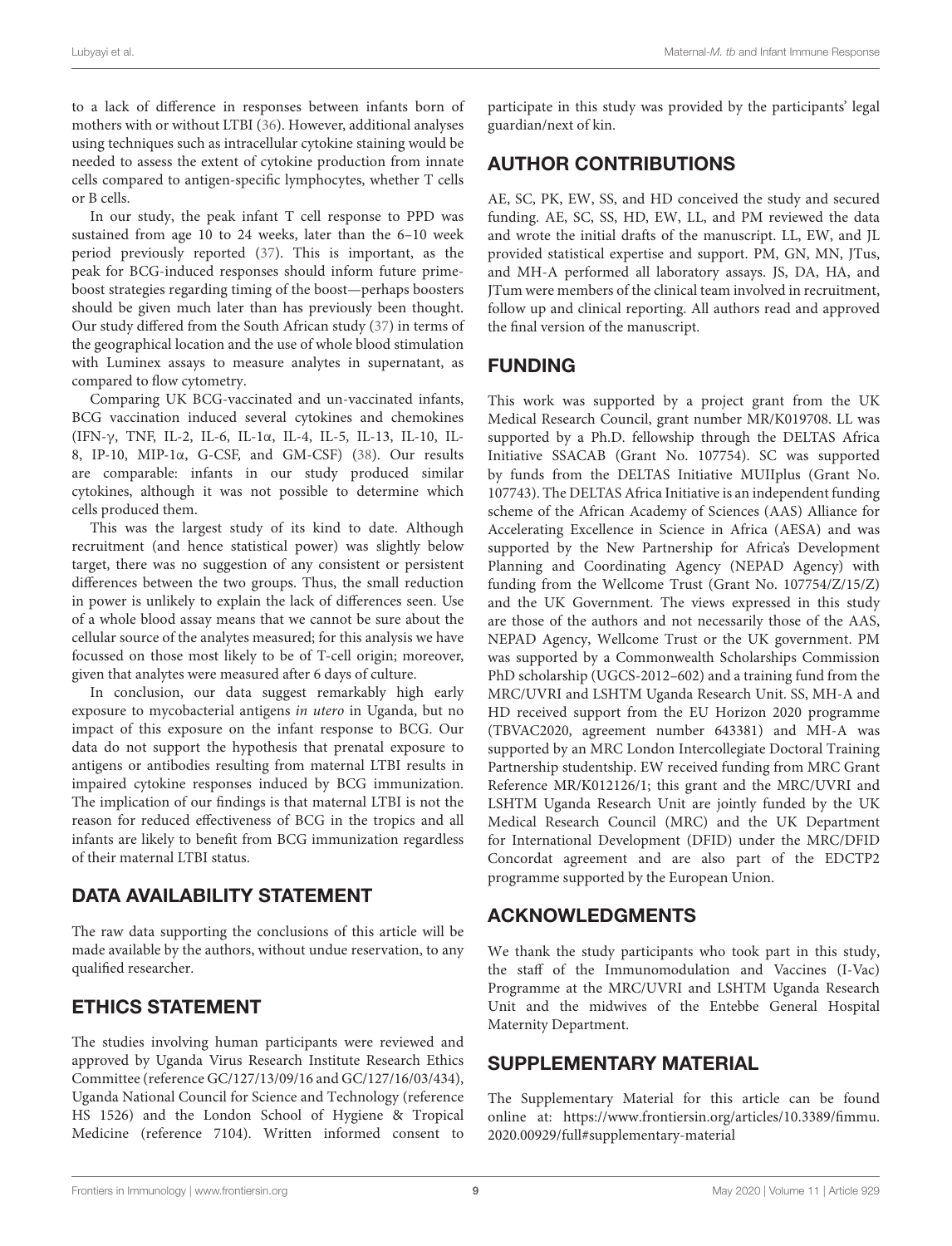to a lack of difference in responses between infants born of mothers with or without LTBI (36). However, additional analyses using techniques such as intracellular cytokine staining would be needed to assess the extent of cytokine production from innate cells compared to antigen-specific lymphocytes, whether T cells or B cells.

In our study, the peak infant T cell response to PPD was sustained from age 10 to 24 weeks, later than the 6–10 week period previously reported (37). This is important, as the peak for BCG-induced responses should inform future prime-boost strategies regarding timing of the boost—perhaps boosters should be given much later than has previously been thought. Our study differed from the South African study (37) in terms of the geographical location and the use of whole blood stimulation with Luminex assays to measure analytes in supernatant, as compared to flow cytometry.

Comparing UK BCG-vaccinated and un-vaccinated infants, BCG vaccination induced several cytokines and chemokines (IFN-γ, TNF, IL-2, IL-6, IL-1α, IL-4, IL-5, IL-13, IL-10, IL-8, IP-10, MIP-1α, G-CSF, and GM-CSF) (38). Our results are comparable: infants in our study produced similar cytokines, although it was not possible to determine which cells produced them.

This was the largest study of its kind to date. Although recruitment (and hence statistical power) was slightly below target, there was no suggestion of any consistent or persistent differences between the two groups. Thus, the small reduction in power is unlikely to explain the lack of differences seen. Use of a whole blood assay means that we cannot be sure about the cellular source of the analytes measured; for this analysis we have focussed on those most likely to be of T-cell origin; moreover, given that analytes were measured after 6 days of culture.

In conclusion, our data suggest remarkably high early exposure to mycobacterial antigens *in utero* in Uganda, but no impact of this exposure on the infant response to BCG. Our data do not support the hypothesis that prenatal exposure to antigens or antibodies resulting from maternal LTBI results in impaired cytokine responses induced by BCG immunization. The implication of our findings is that maternal LTBI is not the reason for reduced effectiveness of BCG in the tropics and all infants are likely to benefit from BCG immunization regardless of their maternal LTBI status.

## DATA AVAILABILITY STATEMENT

The raw data supporting the conclusions of this article will be made available by the authors, without undue reservation, to any qualified researcher.

## ETHICS STATEMENT

The studies involving human participants were reviewed and approved by Uganda Virus Research Institute Research Ethics Committee (reference GC/127/13/09/16 and GC/127/16/03/434), Uganda National Council for Science and Technology (reference HS 1526) and the London School of Hygiene & Tropical Medicine (reference 7104). Written informed consent to participate in this study was provided by the participants' legal guardian/next of kin.

## AUTHOR CONTRIBUTIONS

AE, SC, PK, EW, SS, and HD conceived the study and secured funding. AE, SC, SS, HD, EW, LL, and PM reviewed the data and wrote the initial drafts of the manuscript. LL, EW, and JL provided statistical expertise and support. PM, GN, MN, JTus, and MH-A performed all laboratory assays. JS, DA, HA, and JTum were members of the clinical team involved in recruitment, follow up and clinical reporting. All authors read and approved the final version of the manuscript.

## FUNDING

This work was supported by a project grant from the UK Medical Research Council, grant number MR/K019708. LL was supported by a Ph.D. fellowship through the DELTAS Africa Initiative SSACAB (Grant No. 107754). SC was supported by funds from the DELTAS Initiative MUIIplus (Grant No. 107743). The DELTAS Africa Initiative is an independent funding scheme of the African Academy of Sciences (AAS) Alliance for Accelerating Excellence in Science in Africa (AESA) and was supported by the New Partnership for Africa's Development Planning and Coordinating Agency (NEPAD Agency) with funding from the Wellcome Trust (Grant No. 107754/Z/15/Z) and the UK Government. The views expressed in this study are those of the authors and not necessarily those of the AAS, NEPAD Agency, Wellcome Trust or the UK government. PM was supported by a Commonwealth Scholarships Commission PhD scholarship (UGCS-2012–602) and a training fund from the MRC/UVRI and LSHTM Uganda Research Unit. SS, MH-A and HD received support from the EU Horizon 2020 programme (TBVAC2020, agreement number 643381) and MH-A was supported by an MRC London Intercollegiate Doctoral Training Partnership studentship. EW received funding from MRC Grant Reference MR/K012126/1; this grant and the MRC/UVRI and LSHTM Uganda Research Unit are jointly funded by the UK Medical Research Council (MRC) and the UK Department for International Development (DFID) under the MRC/DFID Concordat agreement and are also part of the EDCTP2 programme supported by the European Union.

## ACKNOWLEDGMENTS

We thank the study participants who took part in this study, the staff of the Immunomodulation and Vaccines (I-Vac) Programme at the MRC/UVRI and LSHTM Uganda Research Unit and the midwives of the Entebbe General Hospital Maternity Department.

## SUPPLEMENTARY MATERIAL

The Supplementary Material for this article can be found online at: https://www.frontiersin.org/articles/10.3389/fimmu.2020.00929/full#supplementary-material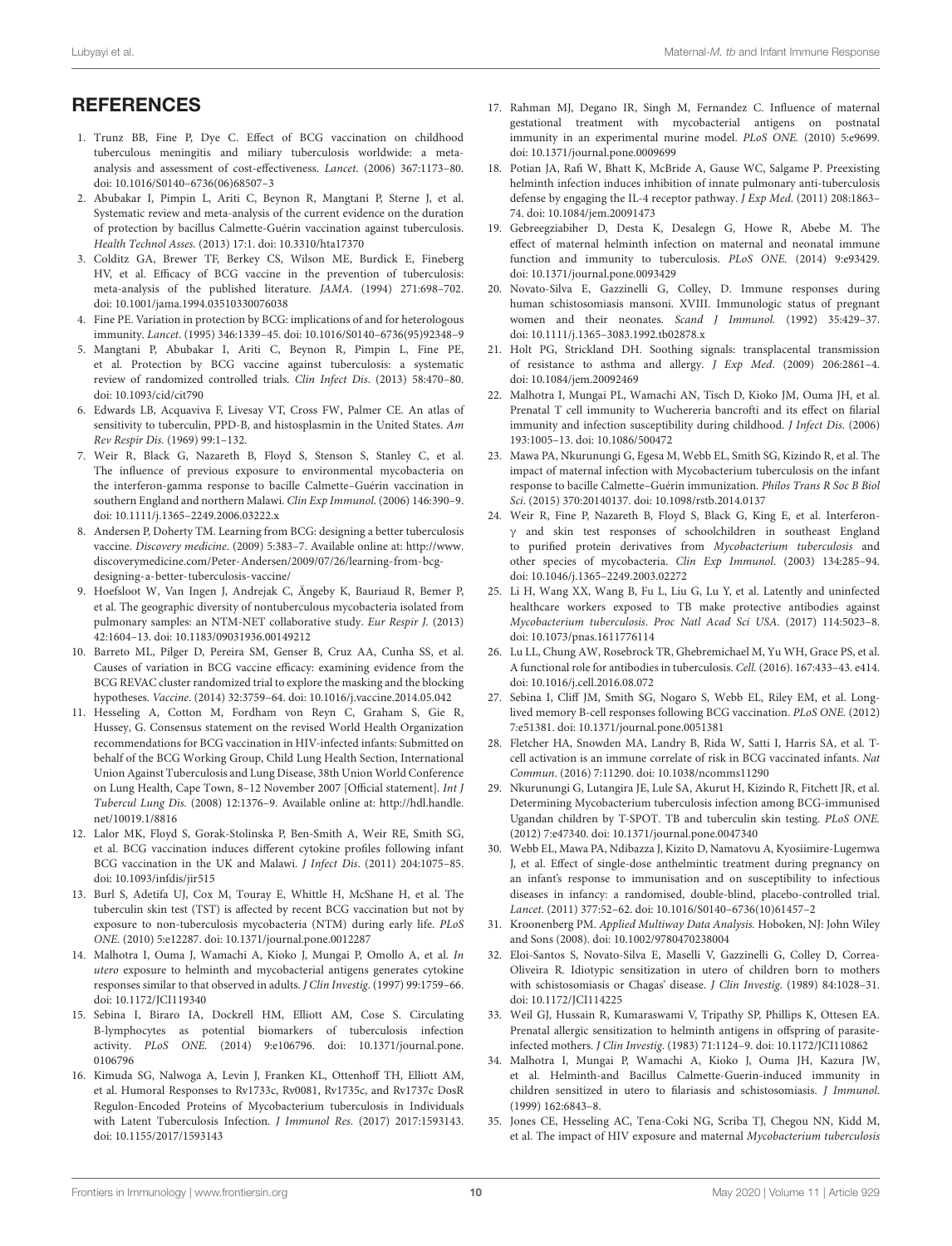## REFERENCES

1. Trunz BB, Fine P, Dye C. Effect of BCG vaccination on childhood tuberculous meningitis and miliary tuberculosis worldwide: a meta-analysis and assessment of cost-effectiveness. *Lancet*. (2006) 367:1173–80. doi: 10.1016/S0140–6736(06)68507–3
2. Abubakar I, Pimpin L, Ariti C, Beynon R, Mangtani P, Sterne J, et al. Systematic review and meta-analysis of the current evidence on the duration of protection by bacillus Calmette-Guérin vaccination against tuberculosis. *Health Technol Asses*. (2013) 17:1. doi: 10.3310/hta17370
3. Colditz GA, Brewer TF, Berkey CS, Wilson ME, Burdick E, Fineberg HV, et al. Efficacy of BCG vaccine in the prevention of tuberculosis: meta-analysis of the published literature. *JAMA*. (1994) 271:698–702. doi: 10.1001/jama.1994.03510330076038
4. Fine PE. Variation in protection by BCG: implications of and for heterologous immunity. *Lancet*. (1995) 346:1339–45. doi: 10.1016/S0140–6736(95)92348–9
5. Mangtani P, Abubakar I, Ariti C, Beynon R, Pimpin L, Fine PE, et al. Protection by BCG vaccine against tuberculosis: a systematic review of randomized controlled trials. *Clin Infect Dis*. (2013) 58:470–80. doi: 10.1093/cid/cit790
6. Edwards LB, Acquaviva F, Livesay VT, Cross FW, Palmer CE. An atlas of sensitivity to tuberculin, PPD-B, and histoplasmin in the United States. *Am Rev Respir Dis*. (1969) 99:1–132.
7. Weir R, Black G, Nazareth B, Floyd S, Stenson S, Stanley C, et al. The influence of previous exposure to environmental mycobacteria on the interferon-gamma response to bacille Calmette–Guérin vaccination in southern England and northern Malawi. *Clin Exp Immunol*. (2006) 146:390–9. doi: 10.1111/j.1365–2249.2006.03222.x
8. Andersen P, Doherty TM. Learning from BCG: designing a better tuberculosis vaccine. *Discovery medicine*. (2009) 5:383–7. Available online at: http://www.discoverymedicine.com/Peter-Andersen/2009/07/26/learning-from-bcg-designing-a-better-tuberculosis-vaccine/
9. Hoefsloot W, Van Ingen J, Andrejak C, Ängeby K, Bauriaud R, Bemer P, et al. The geographic diversity of nontuberculous mycobacteria isolated from pulmonary samples: an NTM-NET collaborative study. *Eur Respir J*. (2013) 42:1604–13. doi: 10.1183/09031936.00149212
10. Barreto ML, Pilger D, Pereira SM, Genser B, Cruz AA, Cunha SS, et al. Causes of variation in BCG vaccine efficacy: examining evidence from the BCG REVAC cluster randomized trial to explore the masking and the blocking hypotheses. *Vaccine*. (2014) 32:3759–64. doi: 10.1016/j.vaccine.2014.05.042
11. Hesseling A, Cotton M, Fordham von Reyn C, Graham S, Gie R, Hussey, G. Consensus statement on the revised World Health Organization recommendations for BCG vaccination in HIV-infected infants: Submitted on behalf of the BCG Working Group, Child Lung Health Section, International Union Against Tuberculosis and Lung Disease, 38th Union World Conference on Lung Health, Cape Town, 8–12 November 2007 [Official statement]. *Int J Tubercul Lung Dis*. (2008) 12:1376–9. Available online at: http://hdl.handle.net/10019.1/8816
12. Lalor MK, Floyd S, Gorak-Stolinska P, Ben-Smith A, Weir RE, Smith SG, et al. BCG vaccination induces different cytokine profiles following infant BCG vaccination in the UK and Malawi. *J Infect Dis*. (2011) 204:1075–85. doi: 10.1093/infdis/jir515
13. Burl S, Adetifa UJ, Cox M, Touray E, Whittle H, McShane H, et al. The tuberculin skin test (TST) is affected by recent BCG vaccination but not by exposure to non-tuberculosis mycobacteria (NTM) during early life. *PLoS ONE*. (2010) 5:e12287. doi: 10.1371/journal.pone.0012287
14. Malhotra I, Ouma J, Wamachi A, Kioko J, Mungai P, Omollo A, et al. *In utero* exposure to helminth and mycobacterial antigens generates cytokine responses similar to that observed in adults. *J Clin Investig*. (1997) 99:1759–66. doi: 10.1172/JCI119340
15. Sebina I, Biraro IA, Dockrell HM, Elliott AM, Cose S. Circulating B-lymphocytes as potential biomarkers of tuberculosis infection activity. *PLoS ONE*. (2014) 9:e106796. doi: 10.1371/journal.pone.0106796
16. Kimuda SG, Nalwoga A, Levin J, Franken KL, Ottenhoff TH, Elliott AM, et al. Humoral Responses to Rv1733c, Rv0081, Rv1735c, and Rv1737c DosR Regulon-Encoded Proteins of Mycobacterium tuberculosis in Individuals with Latent Tuberculosis Infection. *J Immunol Res*. (2017) 2017:1593143. doi: 10.1155/2017/1593143
17. Rahman MJ, Degano IR, Singh M, Fernandez C. Influence of maternal gestational treatment with mycobacterial antigens on postnatal immunity in an experimental murine model. *PLoS ONE*. (2010) 5:e9699. doi: 10.1371/journal.pone.0009699
18. Potian JA, Rafi W, Bhatt K, McBride A, Gause WC, Salgame P. Preexisting helminth infection induces inhibition of innate pulmonary anti-tuberculosis defense by engaging the IL-4 receptor pathway. *J Exp Med*. (2011) 208:1863–74. doi: 10.1084/jem.20091473
19. Gebreegziabiher D, Desta K, Desalegn G, Howe R, Abebe M. The effect of maternal helminth infection on maternal and neonatal immune function and immunity to tuberculosis. *PLoS ONE*. (2014) 9:e93429. doi: 10.1371/journal.pone.0093429
20. Novato-Silva E, Gazzinelli G, Colley, D. Immune responses during human schistosomiasis mansoni. XVIII. Immunologic status of pregnant women and their neonates. *Scand J Immunol*. (1992) 35:429–37. doi: 10.1111/j.1365–3083.1992.tb02878.x
21. Holt PG, Strickland DH. Soothing signals: transplacental transmission of resistance to asthma and allergy. *J Exp Med*. (2009) 206:2861–4. doi: 10.1084/jem.20092469
22. Malhotra I, Mungai PL, Wamachi AN, Tisch D, Kioko JM, Ouma JH, et al. Prenatal T cell immunity to Wuchereria bancrofti and its effect on filarial immunity and infection susceptibility during childhood. *J Infect Dis*. (2006) 193:1005–13. doi: 10.1086/500472
23. Mawa PA, Nkurunungi G, Egesa M, Webb EL, Smith SG, Kizindo R, et al. The impact of maternal infection with Mycobacterium tuberculosis on the infant response to bacille Calmette–Guérin immunization. *Philos Trans R Soc B Biol Sci*. (2015) 370:20140137. doi: 10.1098/rstb.2014.0137
24. Weir R, Fine P, Nazareth B, Floyd S, Black G, King E, et al. Interferon-γ and skin test responses of schoolchildren in southeast England to purified protein derivatives from *Mycobacterium tuberculosis* and other species of mycobacteria. *Clin Exp Immunol*. (2003) 134:285–94. doi: 10.1046/j.1365–2249.2003.02272
25. Li H, Wang XX, Wang B, Fu L, Liu G, Lu Y, et al. Latently and uninfected healthcare workers exposed to TB make protective antibodies against *Mycobacterium tuberculosis*. *Proc Natl Acad Sci USA*. (2017) 114:5023–8. doi: 10.1073/pnas.1611776114
26. Lu LL, Chung AW, Rosebrock TR, Ghebremichael M, Yu WH, Grace PS, et al. A functional role for antibodies in tuberculosis. *Cell*. (2016). 167:433–43. e414. doi: 10.1016/j.cell.2016.08.072
27. Sebina I, Cliff JM, Smith SG, Nogaro S, Webb EL, Riley EM, et al. Long-lived memory B-cell responses following BCG vaccination. *PLoS ONE*. (2012) 7:e51381. doi: 10.1371/journal.pone.0051381
28. Fletcher HA, Snowden MA, Landry B, Rida W, Satti I, Harris SA, et al. T-cell activation is an immune correlate of risk in BCG vaccinated infants. *Nat Commun*. (2016) 7:11290. doi: 10.1038/ncomms11290
29. Nkurunungi G, Lutangira JE, Lule SA, Akurut H, Kizindo R, Fitchett JR, et al. Determining Mycobacterium tuberculosis infection among BCG-immunised Ugandan children by T-SPOT. TB and tuberculin skin testing. *PLoS ONE*. (2012) 7:e47340. doi: 10.1371/journal.pone.0047340
30. Webb EL, Mawa PA, Ndibazza J, Kizito D, Namatovu A, Kyosiimire-Lugemwa J, et al. Effect of single-dose anthelmintic treatment during pregnancy on an infant's response to immunisation and on susceptibility to infectious diseases in infancy: a randomised, double-blind, placebo-controlled trial. *Lancet*. (2011) 377:52–62. doi: 10.1016/S0140–6736(10)61457–2
31. Kroonenberg PM. *Applied Multiway Data Analysis*. Hoboken, NJ: John Wiley and Sons (2008). doi: 10.1002/9780470238004
32. Eloi-Santos S, Novato-Silva E, Maselli V, Gazzinelli G, Colley D, Correa-Oliveira R. Idiotypic sensitization in utero of children born to mothers with schistosomiasis or Chagas' disease. *J Clin Investig*. (1989) 84:1028–31. doi: 10.1172/JCI114225
33. Weil GJ, Hussain R, Kumaraswami V, Tripathy SP, Phillips K, Ottesen EA. Prenatal allergic sensitization to helminth antigens in offspring of parasite-infected mothers. *J Clin Investig*. (1983) 71:1124–9. doi: 10.1172/JCI110862
34. Malhotra I, Mungai P, Wamachi A, Kioko J, Ouma JH, Kazura JW, et al. Helminth-and Bacillus Calmette-Guerin-induced immunity in children sensitized in utero to filariasis and schistosomiasis. *J Immunol*. (1999) 162:6843–8.
35. Jones CE, Hesseling AC, Tena-Coki NG, Scriba TJ, Chegou NN, Kidd M, et al. The impact of HIV exposure and maternal *Mycobacterium tuberculosis*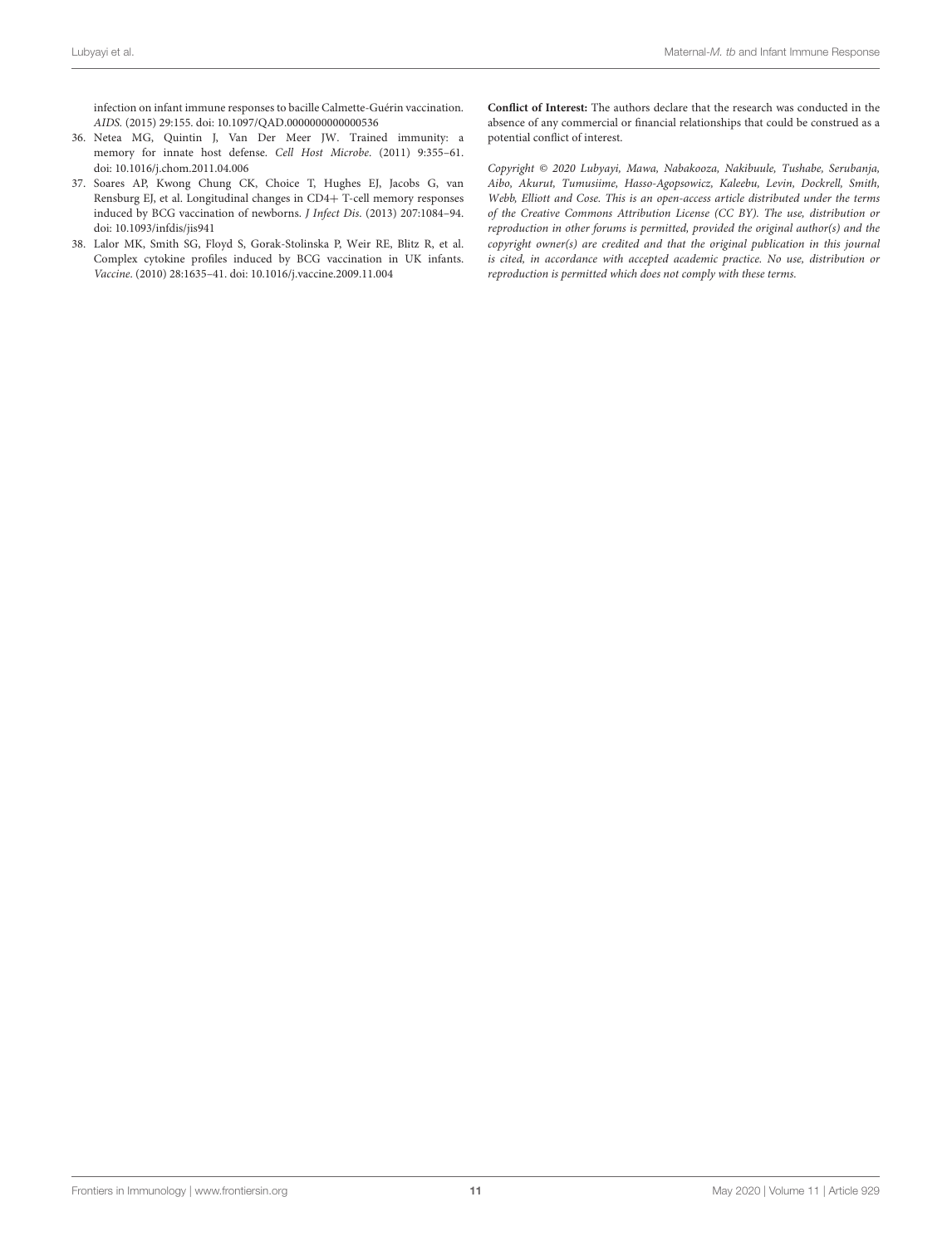infection on infant immune responses to bacille Calmette-Guérin vaccination. *AIDS*. (2015) 29:155. doi: 10.1097/QAD.0000000000000536

36. Netea MG, Quintin J, Van Der Meer JW. Trained immunity: a memory for innate host defense. *Cell Host Microbe*. (2011) 9:355–61. doi: 10.1016/j.chom.2011.04.006
37. Soares AP, Kwong Chung CK, Choice T, Hughes EJ, Jacobs G, van Rensburg EJ, et al. Longitudinal changes in CD4+ T-cell memory responses induced by BCG vaccination of newborns. *J Infect Dis*. (2013) 207:1084–94. doi: 10.1093/infdis/jis941
38. Lalor MK, Smith SG, Floyd S, Gorak-Stolinska P, Weir RE, Blitz R, et al. Complex cytokine profiles induced by BCG vaccination in UK infants. *Vaccine*. (2010) 28:1635–41. doi: 10.1016/j.vaccine.2009.11.004

**Conflict of Interest:** The authors declare that the research was conducted in the absence of any commercial or financial relationships that could be construed as a potential conflict of interest.

*Copyright © 2020 Lubyayi, Mawa, Nabakooza, Nakibuule, Tushabe, Serubanja, Aibo, Akurut, Tumusiime, Hasso-Agopsowicz, Kaleebu, Levin, Dockrell, Smith, Webb, Elliott and Cose. This is an open-access article distributed under the terms of the Creative Commons Attribution License (CC BY). The use, distribution or reproduction in other forums is permitted, provided the original author(s) and the copyright owner(s) are credited and that the original publication in this journal is cited, in accordance with accepted academic practice. No use, distribution or reproduction is permitted which does not comply with these terms.*